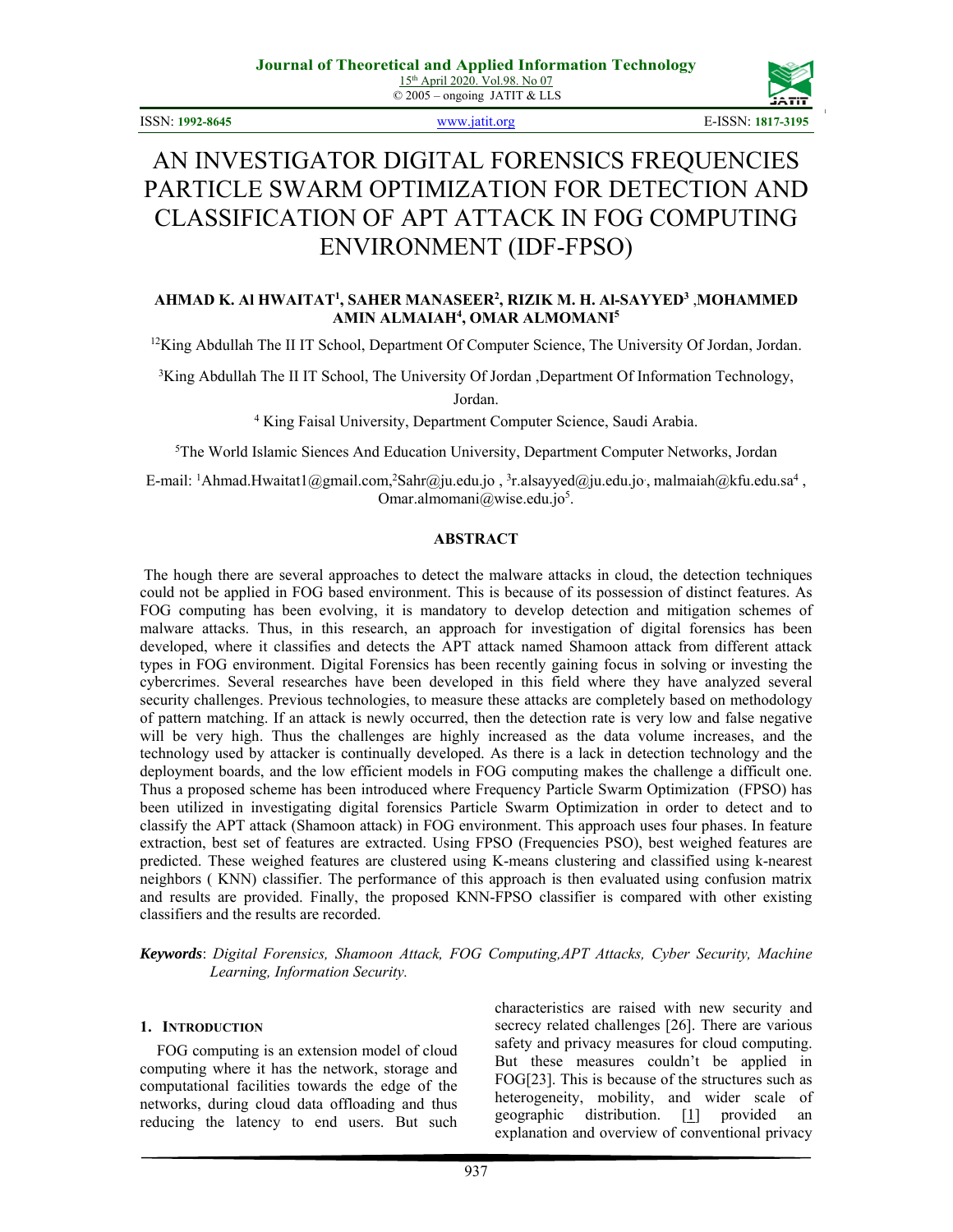# AN INVESTIGATOR DIGITAL FORENSICS FREQUENCIES PARTICLE SWARM OPTIMIZATION FOR DETECTION AND CLASSIFICATION OF APT ATTACK IN FOG COMPUTING ENVIRONMENT (IDF-FPSO)

**AHMAD K. Al HWAITAT[1], SAHER MANASEER[2], RIZIK M. H. Al-SAYYED[3] ,MOHAMMED AMIN ALMAIAH[4], OMAR ALMOMANI[5]**

[12]King Abdullah The II IT School, Department Of Computer Science, The University Of Jordan, Jordan.

[3]King Abdullah The II IT School, The University Of Jordan ,Department Of Information Technology, Jordan.

[4] King Faisal University, Department Computer Science, Saudi Arabia.

[5]The World Islamic Siences And Education University, Department Computer Networks, Jordan

E-mail: [1]Ahmad.Hwaitat1@gmail.com,[2]Sahr@ju.edu.jo , [3]r.alsayyed@ju.edu.jo, malmaiah@kfu.edu.sa[4] , Omar.almomani@wise.edu.jo[5].

## ABSTRACT

The hough there are several approaches to detect the malware attacks in cloud, the detection techniques could not be applied in FOG based environment. This is because of its possession of distinct features. As FOG computing has been evolving, it is mandatory to develop detection and mitigation schemes of malware attacks. Thus, in this research, an approach for investigation of digital forensics has been developed, where it classifies and detects the APT attack named Shamoon attack from different attack types in FOG environment. Digital Forensics has been recently gaining focus in solving or investing the cybercrimes. Several researches have been developed in this field where they have analyzed several security challenges. Previous technologies, to measure these attacks are completely based on methodology of pattern matching. If an attack is newly occurred, then the detection rate is very low and false negative will be very high. Thus the challenges are highly increased as the data volume increases, and the technology used by attacker is continually developed. As there is a lack in detection technology and the deployment boards, and the low efficient models in FOG computing makes the challenge a difficult one. Thus a proposed scheme has been introduced where Frequency Particle Swarm Optimization (FPSO) has been utilized in investigating digital forensics Particle Swarm Optimization in order to detect and to classify the APT attack (Shamoon attack) in FOG environment. This approach uses four phases. In feature extraction, best set of features are extracted. Using FPSO (Frequencies PSO), best weighed features are predicted. These weighed features are clustered using K-means clustering and classified using k-nearest neighbors ( KNN) classifier. The performance of this approach is then evaluated using confusion matrix and results are provided. Finally, the proposed KNN-FPSO classifier is compared with other existing classifiers and the results are recorded.

***Keywords***: *Digital Forensics, Shamoon Attack, FOG Computing,APT Attacks, Cyber Security, Machine Learning, Information Security.*

## 1. INTRODUCTION

FOG computing is an extension model of cloud computing where it has the network, storage and computational facilities towards the edge of the networks, during cloud data offloading and thus reducing the latency to end users. But such characteristics are raised with new security and secrecy related challenges [26]. There are various safety and privacy measures for cloud computing. But these measures couldn't be applied in FOG[23]. This is because of the structures such as heterogeneity, mobility, and wider scale of geographic distribution. [1] provided an explanation and overview of conventional privacy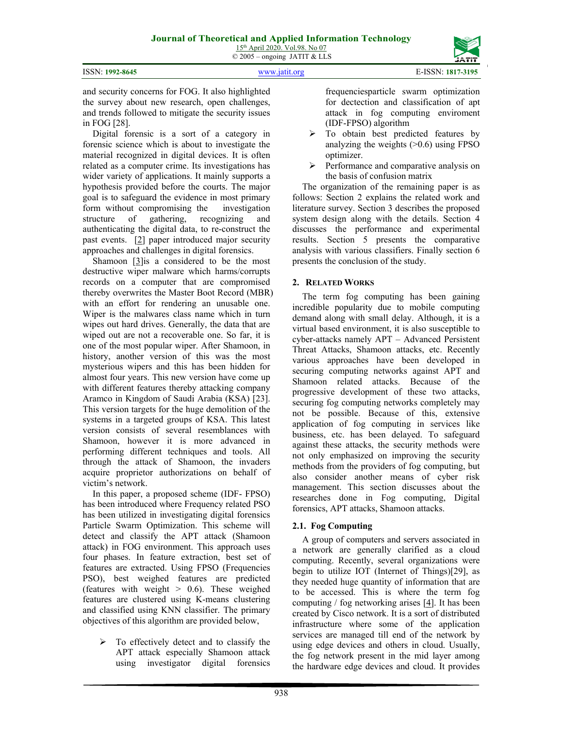and security concerns for FOG. It also highlighted the survey about new research, open challenges, and trends followed to mitigate the security issues in FOG [28].

Digital forensic is a sort of a category in forensic science which is about to investigate the material recognized in digital devices. It is often related as a computer crime. Its investigations has wider variety of applications. It mainly supports a hypothesis provided before the courts. The major goal is to safeguard the evidence in most primary form without compromising the investigation structure of gathering, recognizing and authenticating the digital data, to re-construct the past events. [2] paper introduced major security approaches and challenges in digital forensics.

Shamoon [3]is a considered to be the most destructive wiper malware which harms/corrupts records on a computer that are compromised thereby overwrites the Master Boot Record (MBR) with an effort for rendering an unusable one. Wiper is the malwares class name which in turn wipes out hard drives. Generally, the data that are wiped out are not a recoverable one. So far, it is one of the most popular wiper. After Shamoon, in history, another version of this was the most mysterious wipers and this has been hidden for almost four years. This new version have come up with different features thereby attacking company Aramco in Kingdom of Saudi Arabia (KSA) [23]. This version targets for the huge demolition of the systems in a targeted groups of KSA. This latest version consists of several resemblances with Shamoon, however it is more advanced in performing different techniques and tools. All through the attack of Shamoon, the invaders acquire proprietor authorizations on behalf of victim's network.

In this paper, a proposed scheme (IDF- FPSO) has been introduced where Frequency related PSO has been utilized in investigating digital forensics Particle Swarm Optimization. This scheme will detect and classify the APT attack (Shamoon attack) in FOG environment. This approach uses four phases. In feature extraction, best set of features are extracted. Using FPSO (Frequencies PSO), best weighed features are predicted (features with weight > 0.6). These weighed features are clustered using K-means clustering and classified using KNN classifier. The primary objectives of this algorithm are provided below,

- To effectively detect and to classify the APT attack especially Shamoon attack using investigator digital forensics frequenciesparticle swarm optimization for dectection and classification of apt attack in fog computing enviroment (IDF-FPSO) algorithm
- To obtain best predicted features by analyzing the weights (>0.6) using FPSO optimizer.
- Performance and comparative analysis on the basis of confusion matrix

The organization of the remaining paper is as follows: Section 2 explains the related work and literature survey. Section 3 describes the proposed system design along with the details. Section 4 discusses the performance and experimental results. Section 5 presents the comparative analysis with various classifiers. Finally section 6 presents the conclusion of the study.

## 2. Related Works

The term fog computing has been gaining incredible popularity due to mobile computing demand along with small delay. Although, it is a virtual based environment, it is also susceptible to cyber-attacks namely APT – Advanced Persistent Threat Attacks, Shamoon attacks, etc. Recently various approaches have been developed in securing computing networks against APT and Shamoon related attacks. Because of the progressive development of these two attacks, securing fog computing networks completely may not be possible. Because of this, extensive application of fog computing in services like business, etc. has been delayed. To safeguard against these attacks, the security methods were not only emphasized on improving the security methods from the providers of fog computing, but also consider another means of cyber risk management. This section discusses about the researches done in Fog computing, Digital forensics, APT attacks, Shamoon attacks.

### 2.1. Fog Computing

A group of computers and servers associated in a network are generally clarified as a cloud computing. Recently, several organizations were begin to utilize IOT (Internet of Things)[29], as they needed huge quantity of information that are to be accessed. This is where the term fog computing / fog networking arises [4]. It has been created by Cisco network. It is a sort of distributed infrastructure where some of the application services are managed till end of the network by using edge devices and others in cloud. Usually, the fog network present in the mid layer among the hardware edge devices and cloud. It provides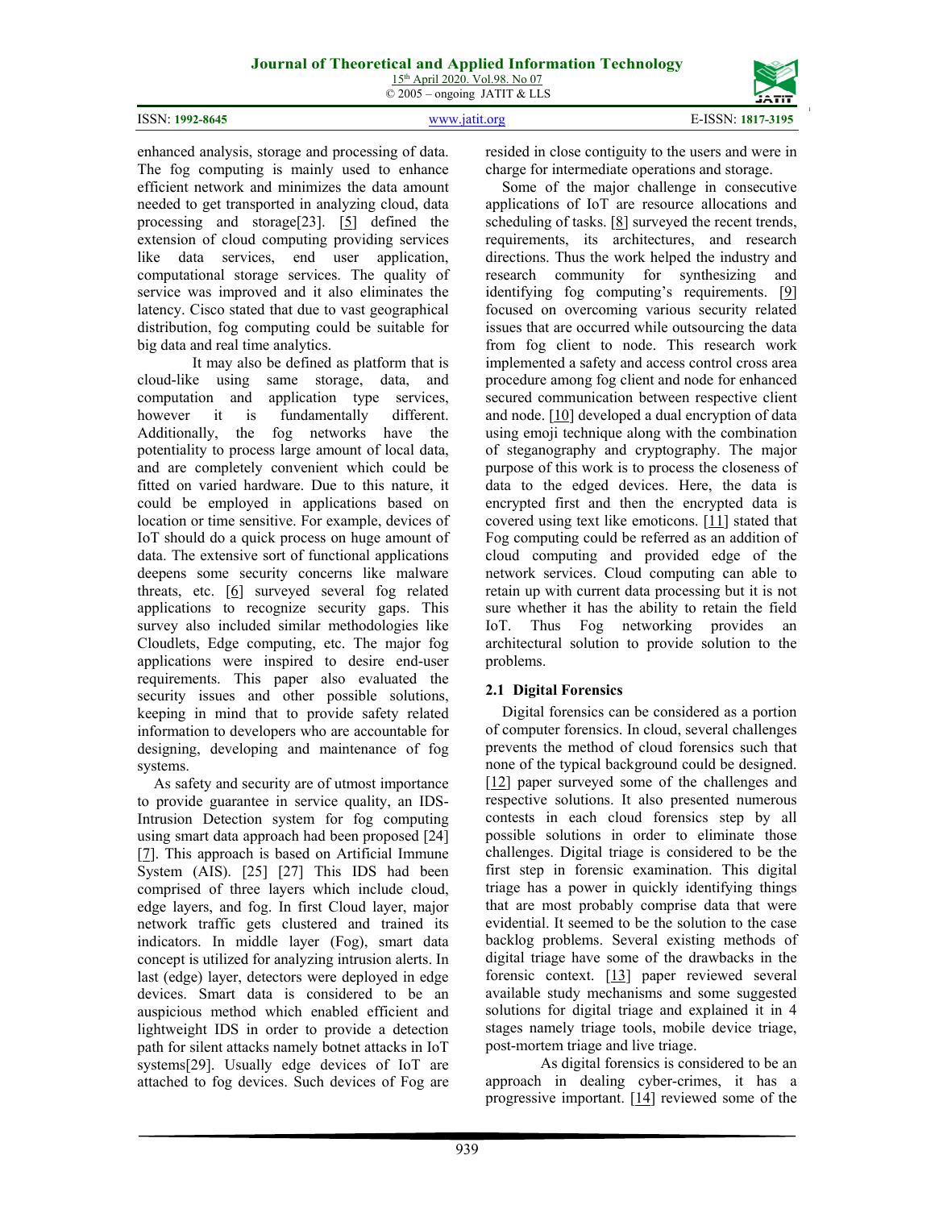enhanced analysis, storage and processing of data. The fog computing is mainly used to enhance efficient network and minimizes the data amount needed to get transported in analyzing cloud, data processing and storage[23]. [5] defined the extension of cloud computing providing services like data services, end user application, computational storage services. The quality of service was improved and it also eliminates the latency. Cisco stated that due to vast geographical distribution, fog computing could be suitable for big data and real time analytics.

It may also be defined as platform that is cloud-like using same storage, data, and computation and application type services, however it is fundamentally different. Additionally, the fog networks have the potentiality to process large amount of local data, and are completely convenient which could be fitted on varied hardware. Due to this nature, it could be employed in applications based on location or time sensitive. For example, devices of IoT should do a quick process on huge amount of data. The extensive sort of functional applications deepens some security concerns like malware threats, etc. [6] surveyed several fog related applications to recognize security gaps. This survey also included similar methodologies like Cloudlets, Edge computing, etc. The major fog applications were inspired to desire end-user requirements. This paper also evaluated the security issues and other possible solutions, keeping in mind that to provide safety related information to developers who are accountable for designing, developing and maintenance of fog systems.

As safety and security are of utmost importance to provide guarantee in service quality, an IDS-Intrusion Detection system for fog computing using smart data approach had been proposed [24] [7]. This approach is based on Artificial Immune System (AIS). [25] [27] This IDS had been comprised of three layers which include cloud, edge layers, and fog. In first Cloud layer, major network traffic gets clustered and trained its indicators. In middle layer (Fog), smart data concept is utilized for analyzing intrusion alerts. In last (edge) layer, detectors were deployed in edge devices. Smart data is considered to be an auspicious method which enabled efficient and lightweight IDS in order to provide a detection path for silent attacks namely botnet attacks in IoT systems[29]. Usually edge devices of IoT are attached to fog devices. Such devices of Fog are resided in close contiguity to the users and were in charge for intermediate operations and storage.

Some of the major challenge in consecutive applications of IoT are resource allocations and scheduling of tasks. [8] surveyed the recent trends, requirements, its architectures, and research directions. Thus the work helped the industry and research community for synthesizing and identifying fog computing's requirements. [9] focused on overcoming various security related issues that are occurred while outsourcing the data from fog client to node. This research work implemented a safety and access control cross area procedure among fog client and node for enhanced secured communication between respective client and node. [10] developed a dual encryption of data using emoji technique along with the combination of steganography and cryptography. The major purpose of this work is to process the closeness of data to the edged devices. Here, the data is encrypted first and then the encrypted data is covered using text like emoticons. [11] stated that Fog computing could be referred as an addition of cloud computing and provided edge of the network services. Cloud computing can able to retain up with current data processing but it is not sure whether it has the ability to retain the field IoT. Thus Fog networking provides an architectural solution to provide solution to the problems.

## 2.1 Digital Forensics

Digital forensics can be considered as a portion of computer forensics. In cloud, several challenges prevents the method of cloud forensics such that none of the typical background could be designed. [12] paper surveyed some of the challenges and respective solutions. It also presented numerous contests in each cloud forensics step by all possible solutions in order to eliminate those challenges. Digital triage is considered to be the first step in forensic examination. This digital triage has a power in quickly identifying things that are most probably comprise data that were evidential. It seemed to be the solution to the case backlog problems. Several existing methods of digital triage have some of the drawbacks in the forensic context. [13] paper reviewed several available study mechanisms and some suggested solutions for digital triage and explained it in 4 stages namely triage tools, mobile device triage, post-mortem triage and live triage.

As digital forensics is considered to be an approach in dealing cyber-crimes, it has a progressive important. [14] reviewed some of the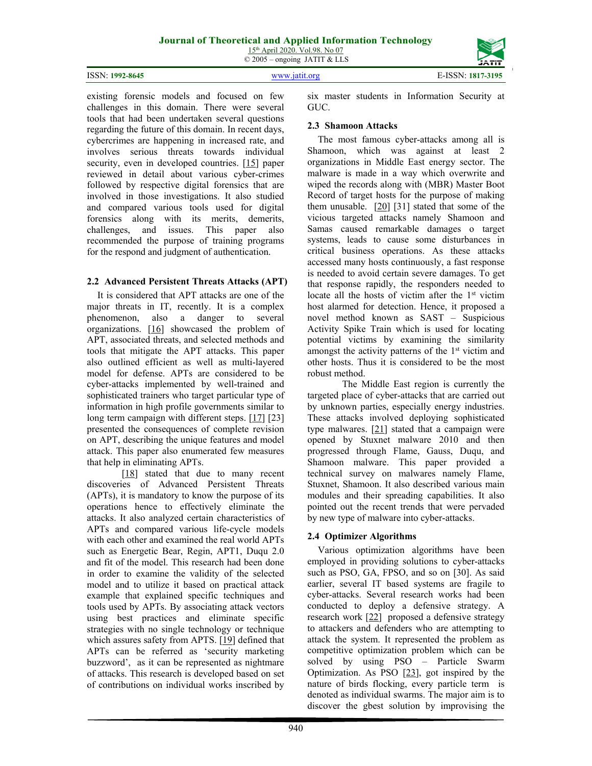existing forensic models and focused on few challenges in this domain. There were several tools that had been undertaken several questions regarding the future of this domain. In recent days, cybercrimes are happening in increased rate, and involves serious threats towards individual security, even in developed countries. [15] paper reviewed in detail about various cyber-crimes followed by respective digital forensics that are involved in those investigations. It also studied and compared various tools used for digital forensics along with its merits, demerits, challenges, and issues. This paper also recommended the purpose of training programs for the respond and judgment of authentication.

### 2.2 Advanced Persistent Threats Attacks (APT)

It is considered that APT attacks are one of the major threats in IT, recently. It is a complex phenomenon, also a danger to several organizations. [16] showcased the problem of APT, associated threats, and selected methods and tools that mitigate the APT attacks. This paper also outlined efficient as well as multi-layered model for defense. APTs are considered to be cyber-attacks implemented by well-trained and sophisticated trainers who target particular type of information in high profile governments similar to long term campaign with different steps. [17] [23] presented the consequences of complete revision on APT, describing the unique features and model attack. This paper also enumerated few measures that help in eliminating APTs.

[18] stated that due to many recent discoveries of Advanced Persistent Threats (APTs), it is mandatory to know the purpose of its operations hence to effectively eliminate the attacks. It also analyzed certain characteristics of APTs and compared various life-cycle models with each other and examined the real world APTs such as Energetic Bear, Regin, APT1, Duqu 2.0 and fit of the model. This research had been done in order to examine the validity of the selected model and to utilize it based on practical attack example that explained specific techniques and tools used by APTs. By associating attack vectors using best practices and eliminate specific strategies with no single technology or technique which assures safety from APTS. [19] defined that APTs can be referred as 'security marketing buzzword', as it can be represented as nightmare of attacks. This research is developed based on set of contributions on individual works inscribed by six master students in Information Security at GUC.

### 2.3 Shamoon Attacks

The most famous cyber-attacks among all is Shamoon, which was against at least 2 organizations in Middle East energy sector. The malware is made in a way which overwrite and wiped the records along with (MBR) Master Boot Record of target hosts for the purpose of making them unusable. [20] [31] stated that some of the vicious targeted attacks namely Shamoon and Samas caused remarkable damages o target systems, leads to cause some disturbances in critical business operations. As these attacks accessed many hosts continuously, a fast response is needed to avoid certain severe damages. To get that response rapidly, the responders needed to locate all the hosts of victim after the 1st victim host alarmed for detection. Hence, it proposed a novel method known as SAST – Suspicious Activity Spike Train which is used for locating potential victims by examining the similarity amongst the activity patterns of the 1st victim and other hosts. Thus it is considered to be the most robust method.

The Middle East region is currently the targeted place of cyber-attacks that are carried out by unknown parties, especially energy industries. These attacks involved deploying sophisticated type malwares. [21] stated that a campaign were opened by Stuxnet malware 2010 and then progressed through Flame, Gauss, Duqu, and Shamoon malware. This paper provided a technical survey on malwares namely Flame, Stuxnet, Shamoon. It also described various main modules and their spreading capabilities. It also pointed out the recent trends that were pervaded by new type of malware into cyber-attacks.

### 2.4 Optimizer Algorithms

Various optimization algorithms have been employed in providing solutions to cyber-attacks such as PSO, GA, FPSO, and so on [30]. As said earlier, several IT based systems are fragile to cyber-attacks. Several research works had been conducted to deploy a defensive strategy. A research work [22] proposed a defensive strategy to attackers and defenders who are attempting to attack the system. It represented the problem as competitive optimization problem which can be solved by using PSO – Particle Swarm Optimization. As PSO [23], got inspired by the nature of birds flocking, every particle term is denoted as individual swarms. The major aim is to discover the gbest solution by improvising the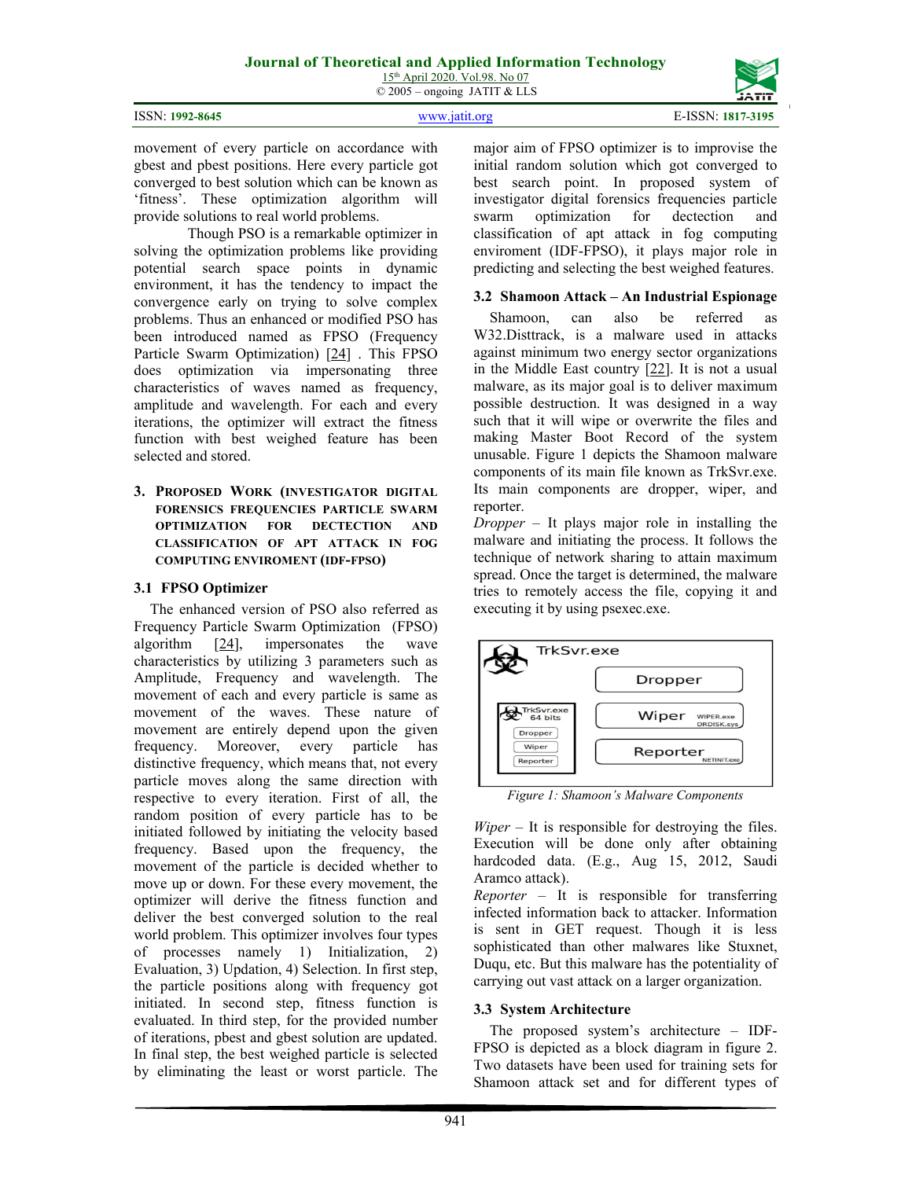movement of every particle on accordance with gbest and pbest positions. Here every particle got converged to best solution which can be known as 'fitness'. These optimization algorithm will provide solutions to real world problems.

Though PSO is a remarkable optimizer in solving the optimization problems like providing potential search space points in dynamic environment, it has the tendency to impact the convergence early on trying to solve complex problems. Thus an enhanced or modified PSO has been introduced named as FPSO (Frequency Particle Swarm Optimization) [24] . This FPSO does optimization via impersonating three characteristics of waves named as frequency, amplitude and wavelength. For each and every iterations, the optimizer will extract the fitness function with best weighed feature has been selected and stored.

## 3. Proposed Work (Investigator Digital Forensics Frequencies Particle Swarm Optimization for Dectection and Classification of APT Attack in Fog Computing Enviroment (IDF-FPSO)

### 3.1 FPSO Optimizer

The enhanced version of PSO also referred as Frequency Particle Swarm Optimization (FPSO) algorithm [24], impersonates the wave characteristics by utilizing 3 parameters such as Amplitude, Frequency and wavelength. The movement of each and every particle is same as movement of the waves. These nature of movement are entirely depend upon the given frequency. Moreover, every particle has distinctive frequency, which means that, not every particle moves along the same direction with respective to every iteration. First of all, the random position of every particle has to be initiated followed by initiating the velocity based frequency. Based upon the frequency, the movement of the particle is decided whether to move up or down. For these every movement, the optimizer will derive the fitness function and deliver the best converged solution to the real world problem. This optimizer involves four types of processes namely 1) Initialization, 2) Evaluation, 3) Updation, 4) Selection. In first step, the particle positions along with frequency got initiated. In second step, fitness function is evaluated. In third step, for the provided number of iterations, pbest and gbest solution are updated. In final step, the best weighed particle is selected by eliminating the least or worst particle. The major aim of FPSO optimizer is to improvise the initial random solution which got converged to best search point. In proposed system of investigator digital forensics frequencies particle swarm optimization for dectection and classification of apt attack in fog computing enviroment (IDF-FPSO), it plays major role in predicting and selecting the best weighed features.

### 3.2 Shamoon Attack – An Industrial Espionage

Shamoon, can also be referred as W32.Disttrack, is a malware used in attacks against minimum two energy sector organizations in the Middle East country [22]. It is not a usual malware, as its major goal is to deliver maximum possible destruction. It was designed in a way such that it will wipe or overwrite the files and making Master Boot Record of the system unusable. Figure 1 depicts the Shamoon malware components of its main file known as TrkSvr.exe. Its main components are dropper, wiper, and reporter.

*Dropper* – It plays major role in installing the malware and initiating the process. It follows the technique of network sharing to attain maximum spread. Once the target is determined, the malware tries to remotely access the file, copying it and executing it by using psexec.exe.

*Figure 1: Shamoon's Malware Components*

*Wiper* – It is responsible for destroying the files. Execution will be done only after obtaining hardcoded data. (E.g., Aug 15, 2012, Saudi Aramco attack).

*Reporter* – It is responsible for transferring infected information back to attacker. Information is sent in GET request. Though it is less sophisticated than other malwares like Stuxnet, Duqu, etc. But this malware has the potentiality of carrying out vast attack on a larger organization.

### 3.3 System Architecture

The proposed system's architecture – IDF-FPSO is depicted as a block diagram in figure 2. Two datasets have been used for training sets for Shamoon attack set and for different types of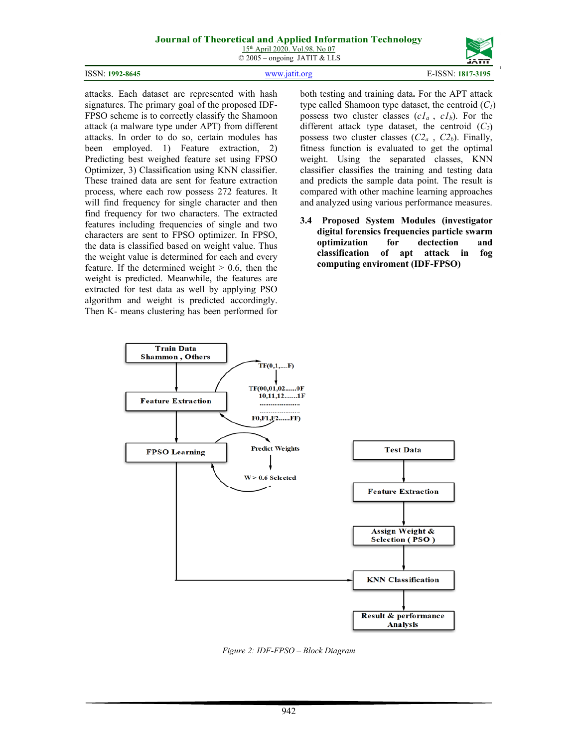attacks. Each dataset are represented with hash signatures. The primary goal of the proposed IDF-FPSO scheme is to correctly classify the Shamoon attack (a malware type under APT) from different attacks. In order to do so, certain modules has been employed. 1) Feature extraction, 2) Predicting best weighed feature set using FPSO Optimizer, 3) Classification using KNN classifier. These trained data are sent for feature extraction process, where each row possess 272 features. It will find frequency for single character and then find frequency for two characters. The extracted features including frequencies of single and two characters are sent to FPSO optimizer. In FPSO, the data is classified based on weight value. Thus the weight value is determined for each and every feature. If the determined weight > 0.6, then the weight is predicted. Meanwhile, the features are extracted for test data as well by applying PSO algorithm and weight is predicted accordingly. Then K- means clustering has been performed for both testing and training data**.** For the APT attack type called Shamoon type dataset, the centroid ($C_1$) possess two cluster classes ($c1_a$ , $c1_b$). For the different attack type dataset, the centroid ($C_2$) possess two cluster classes ($C2_a$ , $C2_b$). Finally, fitness function is evaluated to get the optimal weight. Using the separated classes, KNN classifier classifies the training data and predicts the sample data point. The result is compared with other machine learning approaches and analyzed using various performance measures.

### 3.4 Proposed System Modules (investigator digital forensics frequencies particle swarm optimization for dectection and classification of apt attack in fog computing enviroment (IDF-FPSO)

Train Data Shammon , Others → Feature Extraction (TF(0,1,....F) → TF(00,01,02......0F 10,11,12.......1F ... F0,F1,F2......FF)) → FPSO Learning (Predict Weights → W > 0.6 Selected) → KNN Classification

Test Data → Feature Extraction → Assign Weight & Selection ( PSO ) → KNN Classification → Result & performance Analysis

*Figure 2: IDF-FPSO – Block Diagram*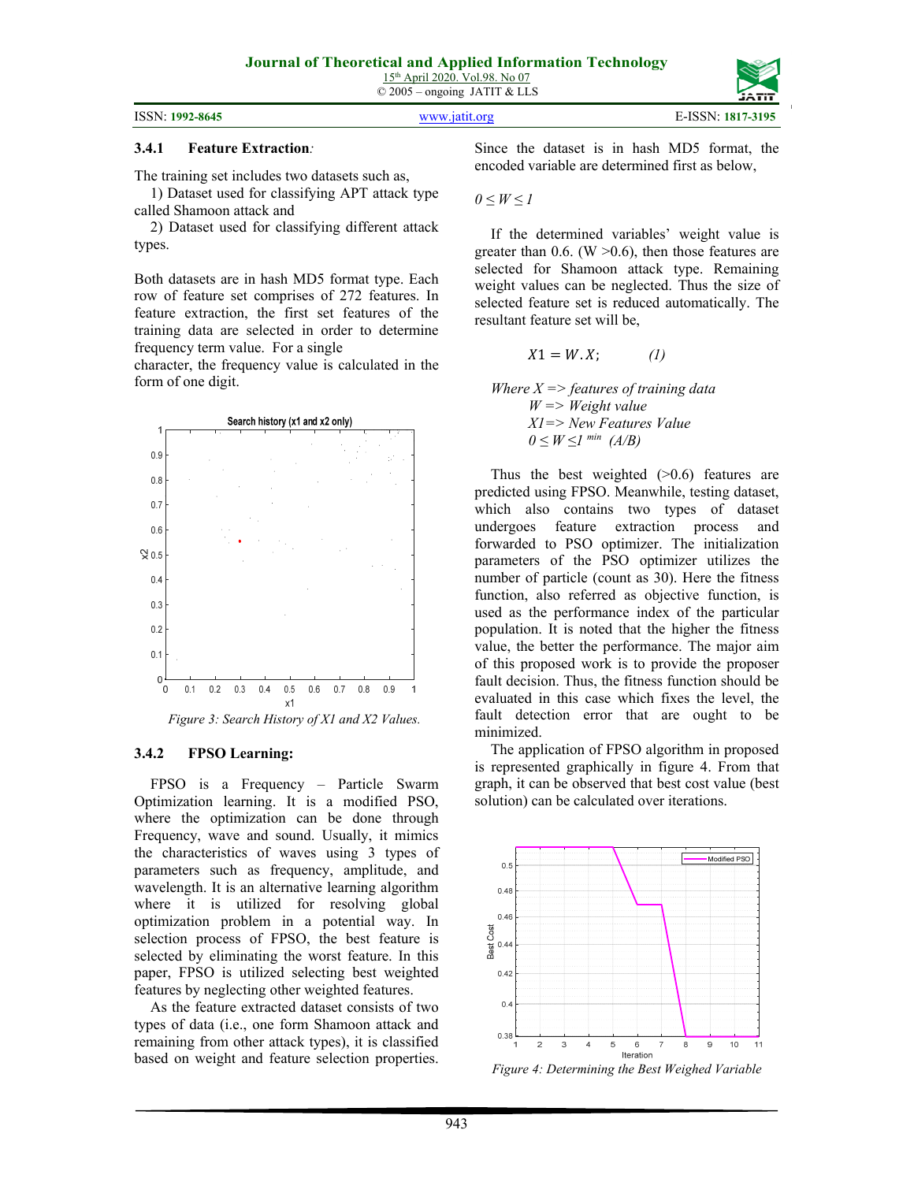### 3.4.1 Feature Extraction:

The training set includes two datasets such as,

1) Dataset used for classifying APT attack type called Shamoon attack and

2) Dataset used for classifying different attack types.

Both datasets are in hash MD5 format type. Each row of feature set comprises of 272 features. In feature extraction, the first set features of the training data are selected in order to determine frequency term value. For a single character, the frequency value is calculated in the form of one digit.

*Figure 3: Search History of X1 and X2 Values.*

### 3.4.2 FPSO Learning:

FPSO is a Frequency – Particle Swarm Optimization learning. It is a modified PSO, where the optimization can be done through Frequency, wave and sound. Usually, it mimics the characteristics of waves using 3 types of parameters such as frequency, amplitude, and wavelength. It is an alternative learning algorithm where it is utilized for resolving global optimization problem in a potential way. In selection process of FPSO, the best feature is selected by eliminating the worst feature. In this paper, FPSO is utilized selecting best weighted features by neglecting other weighted features.

As the feature extracted dataset consists of two types of data (i.e., one form Shamoon attack and remaining from other attack types), it is classified based on weight and feature selection properties. Since the dataset is in hash MD5 format, the encoded variable are determined first as below,

$0 \leq W \leq 1$

If the determined variables' weight value is greater than 0.6. (W >0.6), then those features are selected for Shamoon attack type. Remaining weight values can be neglected. Thus the size of selected feature set is reduced automatically. The resultant feature set will be,

$$X1 = W.X; \qquad (1)$$

*Where X => features of training data*
*W => Weight value*
*X1=> New Features Value*
$0 \leq W \leq 1^{min}$ *(A/B)*

Thus the best weighted (>0.6) features are predicted using FPSO. Meanwhile, testing dataset, which also contains two types of dataset undergoes feature extraction process and forwarded to PSO optimizer. The initialization parameters of the PSO optimizer utilizes the number of particle (count as 30). Here the fitness function, also referred as objective function, is used as the performance index of the particular population. It is noted that the higher the fitness value, the better the performance. The major aim of this proposed work is to provide the proposer fault decision. Thus, the fitness function should be evaluated in this case which fixes the level, the fault detection error that are ought to be minimized.

The application of FPSO algorithm in proposed is represented graphically in figure 4. From that graph, it can be observed that best cost value (best solution) can be calculated over iterations.

*Figure 4: Determining the Best Weighed Variable*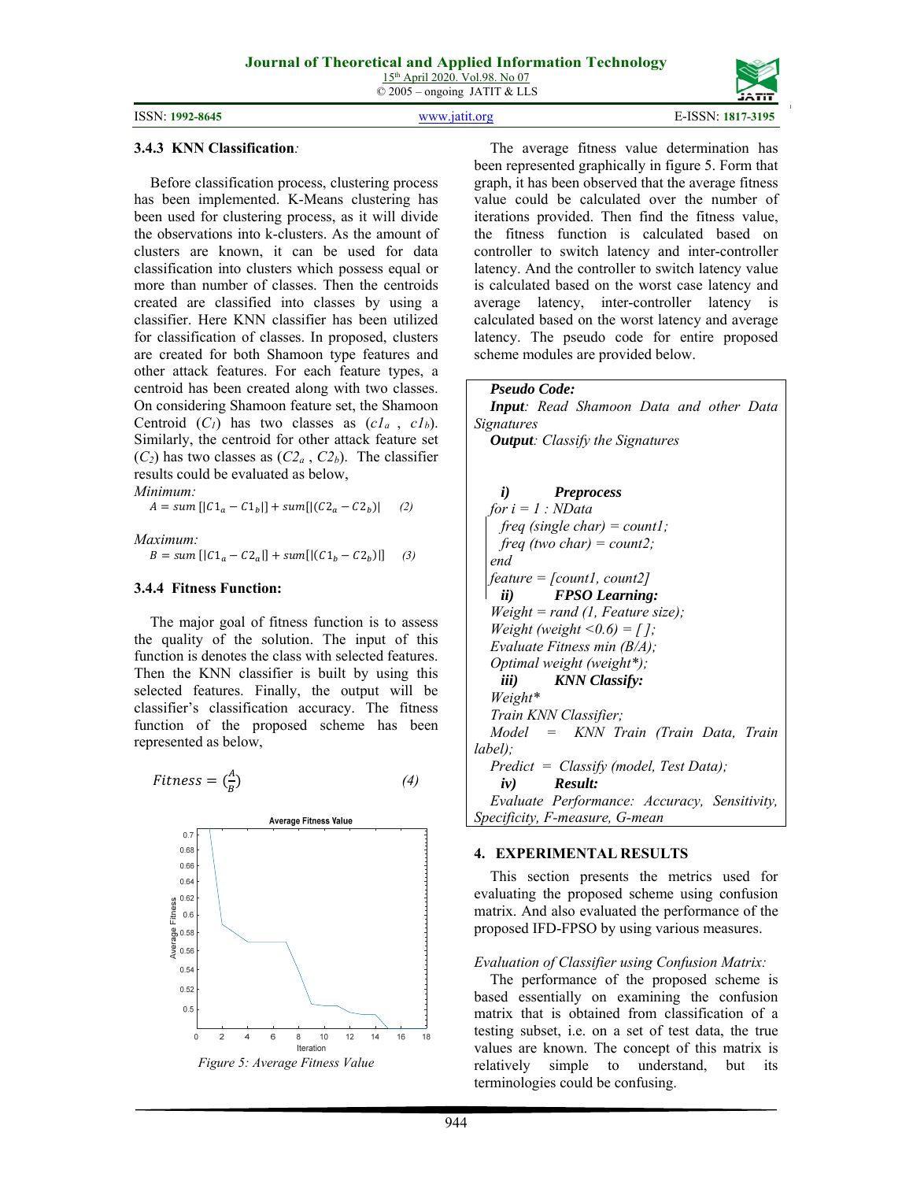### 3.4.3 KNN Classification:

Before classification process, clustering process has been implemented. K-Means clustering has been used for clustering process, as it will divide the observations into k-clusters. As the amount of clusters are known, it can be used for data classification into clusters which possess equal or more than number of classes. Then the centroids created are classified into classes by using a classifier. Here KNN classifier has been utilized for classification of classes. In proposed, features, clusters are created for both Shamoon type features and other attack features. For each feature types, a centroid has been created along with two classes. On considering Shamoon feature set, the Shamoon Centroid ($C_1$) has two classes as ($c1_a$ , $c1_b$). Similarly, the centroid for other attack feature set ($C_2$) has two classes as ($C2_a$ , $C2_b$). The classifier results could be evaluated as below,

*Minimum:*

$$A = sum\,[|C1_a - C1_b|] + sum[|(C2_a - C2_b)| \quad (2)$$

*Maximum:*

$$B = sum\,[|C1_a - C2_a|] + sum[|(C1_b - C2_b)|] \quad (3)$$

### 3.4.4 Fitness Function:

The major goal of fitness function is to assess the quality of the solution. The input of this function is denotes the class with selected features. Then the KNN classifier is built by using this selected features. Finally, the output will be classifier's classification accuracy. The fitness function of the proposed scheme has been represented as below,

$$Fitness = \left(\frac{A}{B}\right) \quad (4)$$

Figure 5: Average Fitness Value

The average fitness value determination has been represented graphically in figure 5. Form that graph, it has been observed that the average fitness value could be calculated over the number of iterations provided. Then find the fitness value, the fitness function is calculated based on controller to switch latency and inter-controller latency. And the controller to switch latency value is calculated based on the worst case latency and average latency, inter-controller latency is calculated based on the worst latency and average latency. The pseudo code for entire proposed scheme modules are provided below.

```
Pseudo Code:
Input: Read Shamoon Data and other Data Signatures
Output: Classify the Signatures

i)   Preprocess
for i = 1 : NData
   freq (single char) = count1;
   freq (two char) = count2;
end
feature = [count1, count2]
ii)  FPSO Learning:
Weight = rand (1, Feature size);
Weight (weight <0.6) = [ ];
Evaluate Fitness min (B/A);
Optimal weight (weight*);
iii) KNN Classify:
Weight*
Train KNN Classifier;
Model = KNN Train (Train Data, Train label);
Predict = Classify (model, Test Data);
iv)  Result:
Evaluate Performance: Accuracy, Sensitivity, Specificity, F-measure, G-mean
```

## 4. EXPERIMENTAL RESULTS

This section presents the metrics used for evaluating the proposed scheme using confusion matrix. And also evaluated the performance of the proposed IFD-FPSO by using various measures.

*Evaluation of Classifier using Confusion Matrix:*

The performance of the proposed scheme is based essentially on examining the confusion matrix that is obtained from classification of a testing subset, i.e. on a set of test data, the true values are known. The concept of this matrix is relatively simple to understand, but its terminologies could be confusing.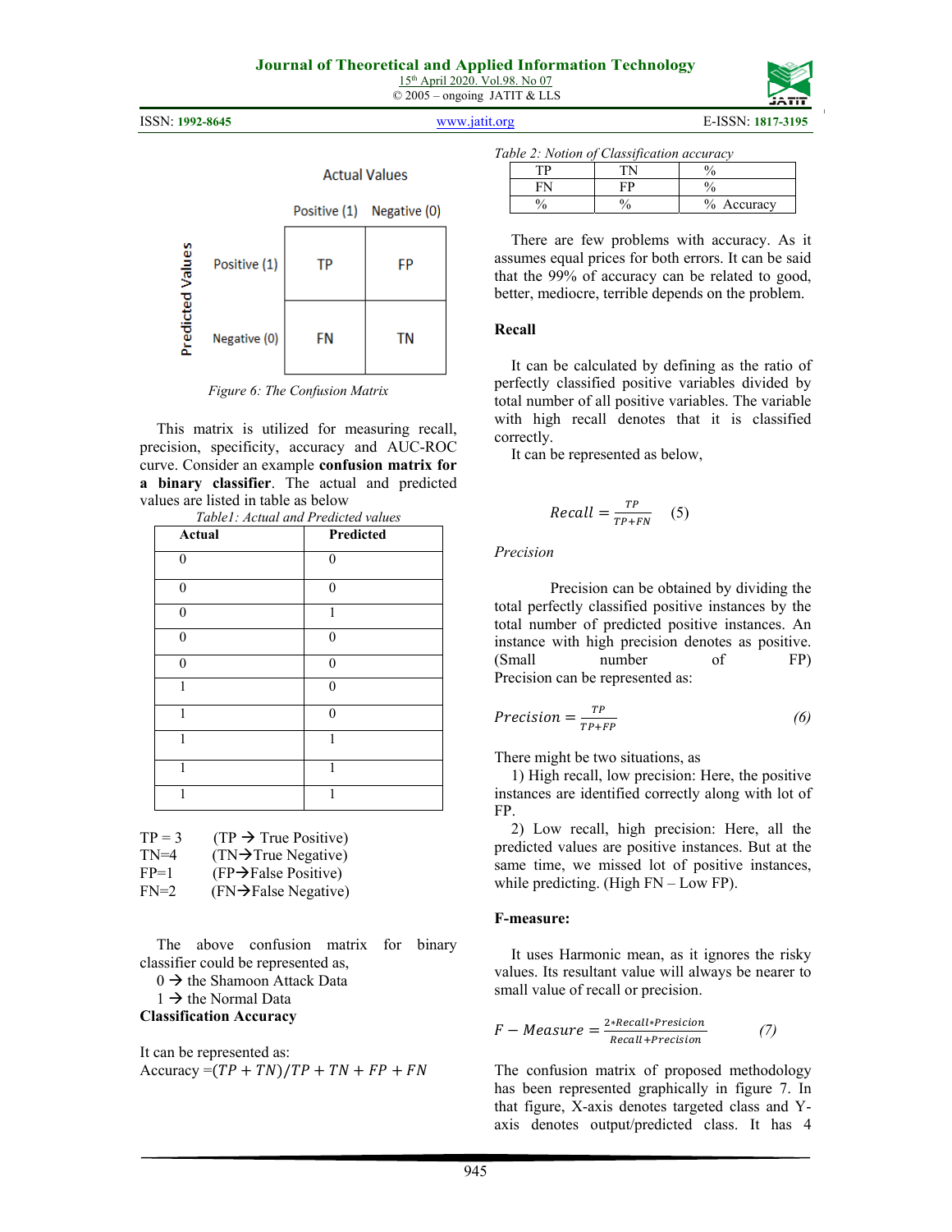|  |  | Actual Values |  |
|---|---|---|---|
|  |  | Positive (1) | Negative (0) |
| Predicted Values | Positive (1) | TP | FP |
|  | Negative (0) | FN | TN |

*Figure 6: The Confusion Matrix*

This matrix is utilized for measuring recall, precision, specificity, accuracy and AUC-ROC curve. Consider an example **confusion matrix for a binary classifier**. The actual and predicted values are listed in table as below

*Table1: Actual and Predicted values*

| Actual | Predicted |
|---|---|
| 0 | 0 |
| 0 | 0 |
| 0 | 1 |
| 0 | 0 |
| 0 | 0 |
| 1 | 0 |
| 1 | 0 |
| 1 | 1 |
| 1 | 1 |
| 1 | 1 |

TP = 3 (TP → True Positive)
TN=4 (TN→True Negative)
FP=1 (FP→False Positive)
FN=2 (FN→False Negative)

The above confusion matrix for binary classifier could be represented as,

0 → the Shamoon Attack Data
1 → the Normal Data

**Classification Accuracy**

It can be represented as:
Accuracy $=(TP + TN)/TP + TN + FP + FN$

*Table 2: Notion of Classification accuracy*

| TP | TN | % |
|---|---|---|
| FN | FP | % |
| % | % | % Accuracy |

There are few problems with accuracy. As it assumes equal prices for both errors. It can be said that the 99% of accuracy can be related to good, better, mediocre, terrible depends on the problem.

**Recall**

It can be calculated by defining as the ratio of perfectly classified positive variables divided by total number of all positive variables. The variable with high recall denotes that it is classified correctly.

It can be represented as below,

$$Recall = \frac{TP}{TP+FN} \quad (5)$$

*Precision*

Precision can be obtained by dividing the total perfectly classified positive instances by the total number of predicted positive instances. An instance with high precision denotes as positive. (Small number of FP) Precision can be represented as:

$$Precision = \frac{TP}{TP+FP} \quad (6)$$

There might be two situations, as

1) High recall, low precision: Here, the positive instances are identified correctly along with lot of FP.

2) Low recall, high precision: Here, all the predicted values are positive instances. But at the same time, we missed lot of positive instances, while predicting. (High FN – Low FP).

**F-measure:**

It uses Harmonic mean, as it ignores the risky values. Its resultant value will always be nearer to small value of recall or precision.

$$F - Measure = \frac{2*Recall*Prescision}{Recall+Precision} \quad (7)$$

The confusion matrix of proposed methodology has been represented graphically in figure 7. In that figure, X-axis denotes targeted class and Y-axis denotes output/predicted class. It has 4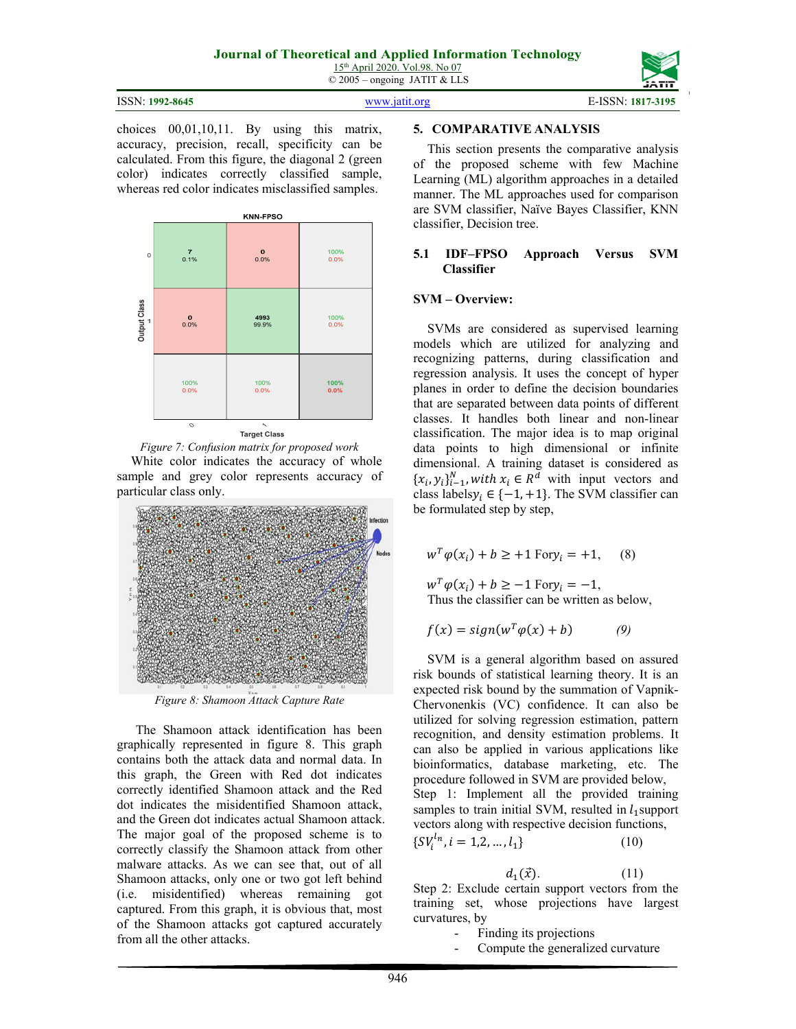choices 00,01,10,11. By using this matrix, accuracy, precision, recall, specificity can be calculated. From this figure, the diagonal 2 (green color) indicates correctly classified sample, whereas red color indicates misclassified samples.

*Figure 7: Confusion matrix for proposed work*

White color indicates the accuracy of whole sample and grey color represents accuracy of particular class only.

*Figure 8: Shamoon Attack Capture Rate*

The Shamoon attack identification has been graphically represented in figure 8. This graph contains both the attack data and normal data. In this graph, the Green with Red dot indicates correctly identified Shamoon attack and the Red dot indicates the misidentified Shamoon attack, and the Green dot indicates actual Shamoon attack. The major goal of the proposed scheme is to correctly classify the Shamoon attack from other malware attacks. As we can see that, out of all Shamoon attacks, only one or two got left behind (i.e. misidentified) whereas remaining got captured. From this graph, it is obvious that, most of the Shamoon attacks got captured accurately from all the other attacks.

## 5. COMPARATIVE ANALYSIS

This section presents the comparative analysis of the proposed scheme with few Machine Learning (ML) algorithm approaches in a detailed manner. The ML approaches used for comparison are SVM classifier, Naïve Bayes Classifier, KNN classifier, Decision tree.

### 5.1 IDF–FPSO Approach Versus SVM Classifier

**SVM – Overview:**

SVMs are considered as supervised learning models which are utilized for analyzing and recognizing patterns, during classification and regression analysis. It uses the concept of hyper planes in order to define the decision boundaries that are separated between data points of different classes. It handles both linear and non-linear classification. The major idea is to map original data points to high dimensional or infinite dimensional. A training dataset is considered as $\{x_i, y_i\}_{i-1}^{N}, with\ x_i \in R^d$ with input vectors and class labels$y_i \in \{-1, +1\}$. The SVM classifier can be formulated step by step,

$$w^T\varphi(x_i) + b \geq +1 \text{ For} y_i = +1, \quad (8)$$

$$w^T\varphi(x_i) + b \geq -1 \text{ For} y_i = -1,$$

Thus the classifier can be written as below,

$$f(x) = sign(w^T\varphi(x) + b) \quad (9)$$

SVM is a general algorithm based on assured risk bounds of statistical learning theory. It is an expected risk bound by the summation of Vapnik-Chervonenkis (VC) confidence. It can also be utilized for solving regression estimation, pattern recognition, and density estimation problems. It can also be applied in various applications like bioinformatics, database marketing, etc. The procedure followed in SVM are provided below,

Step 1: Implement all the provided training samples to train initial SVM, resulted in $l_1$support vectors along with respective decision functions,

$$\{SV_i^{l_n}, i = 1,2, \dots, l_1\} \quad (10)$$

$$d_1(\vec{x}). \quad (11)$$

Step 2: Exclude certain support vectors from the training set, whose projections have largest curvatures, by

- Finding its projections
- Compute the generalized curvature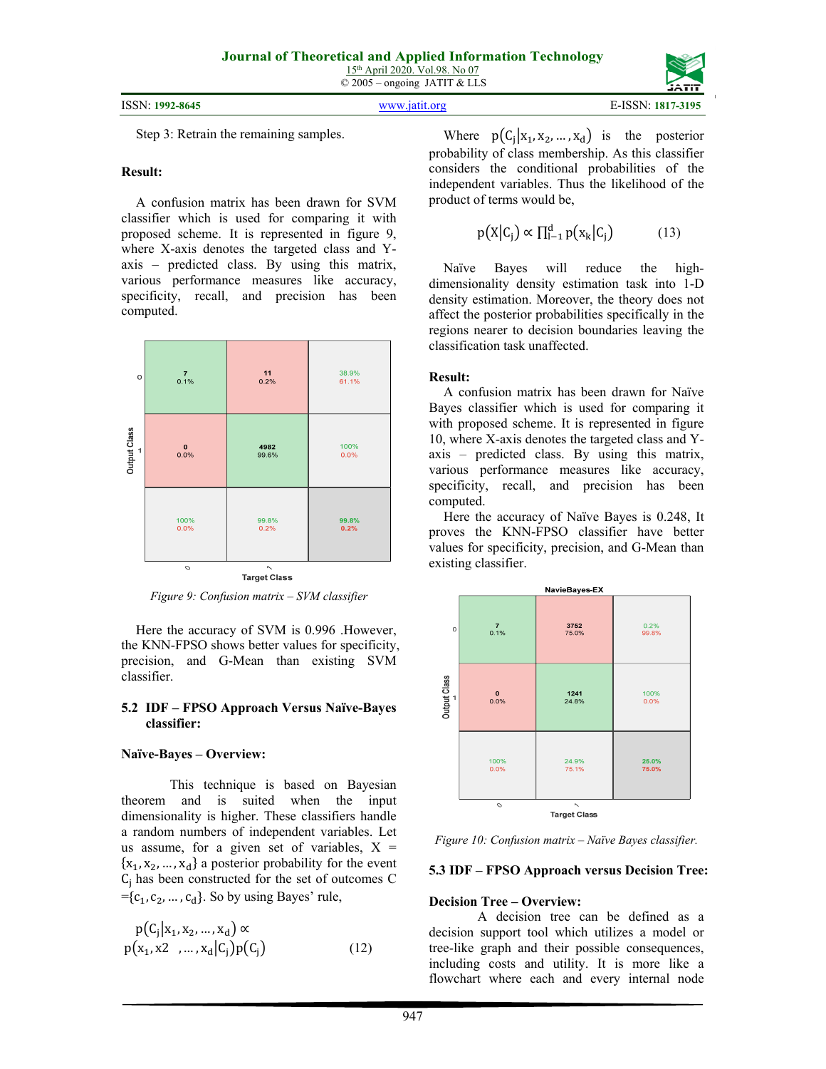Step 3: Retrain the remaining samples.

**Result:**

A confusion matrix has been drawn for SVM classifier which is used for comparing it with proposed scheme. It is represented in figure 9, where X-axis denotes the targeted class and Y-axis – predicted class. By using this matrix, various performance measures like accuracy, specificity, recall, and precision has been computed.

*Figure 9: Confusion matrix – SVM classifier*

Here the accuracy of SVM is 0.996 .However, the KNN-FPSO shows better values for specificity, precision, and G-Mean than existing SVM classifier.

## 5.2 IDF – FPSO Approach Versus Naïve-Bayes classifier:

**Naïve-Bayes – Overview:**

This technique is based on Bayesian theorem and is suited when the input dimensionality is higher. These classifiers handle a random numbers of independent variables. Let us assume, for a given set of variables, $X = \{x_1, x_2, \ldots, x_d\}$ a posterior probability for the event $C_j$ has been constructed for the set of outcomes $C = \{c_1, c_2, \ldots, c_d\}$. So by using Bayes' rule,

$$p(C_j|x_1, x_2, \ldots, x_d) \propto p(x_1, x2 \ , \ldots, x_d|C_j)p(C_j) \quad (12)$$

Where $p(C_j|x_1, x_2, \ldots, x_d)$ is the posterior probability of class membership. As this classifier considers the conditional probabilities of the independent variables. Thus the likelihood of the product of terms would be,

$$p(X|C_j) \propto \prod_{l=1}^{d} p(x_k|C_j) \quad (13)$$

Naïve Bayes will reduce the high-dimensionality density estimation task into 1-D density estimation. Moreover, the theory does not affect the posterior probabilities specifically in the regions nearer to decision boundaries leaving the classification task unaffected.

**Result:**

A confusion matrix has been drawn for Naïve Bayes classifier which is used for comparing it with proposed scheme. It is represented in figure 10, where X-axis denotes the targeted class and Y-axis – predicted class. By using this matrix, various performance measures like accuracy, specificity, recall, and precision has been computed.

Here the accuracy of Naïve Bayes is 0.248, It proves the KNN-FPSO classifier have better values for specificity, precision, and G-Mean than existing classifier.

*Figure 10: Confusion matrix – Naïve Bayes classifier.*

## 5.3 IDF – FPSO Approach versus Decision Tree:

**Decision Tree – Overview:**

A decision tree can be defined as a decision support tool which utilizes a model or tree-like graph and their possible consequences, including costs and utility. It is more like a flowchart where each and every internal node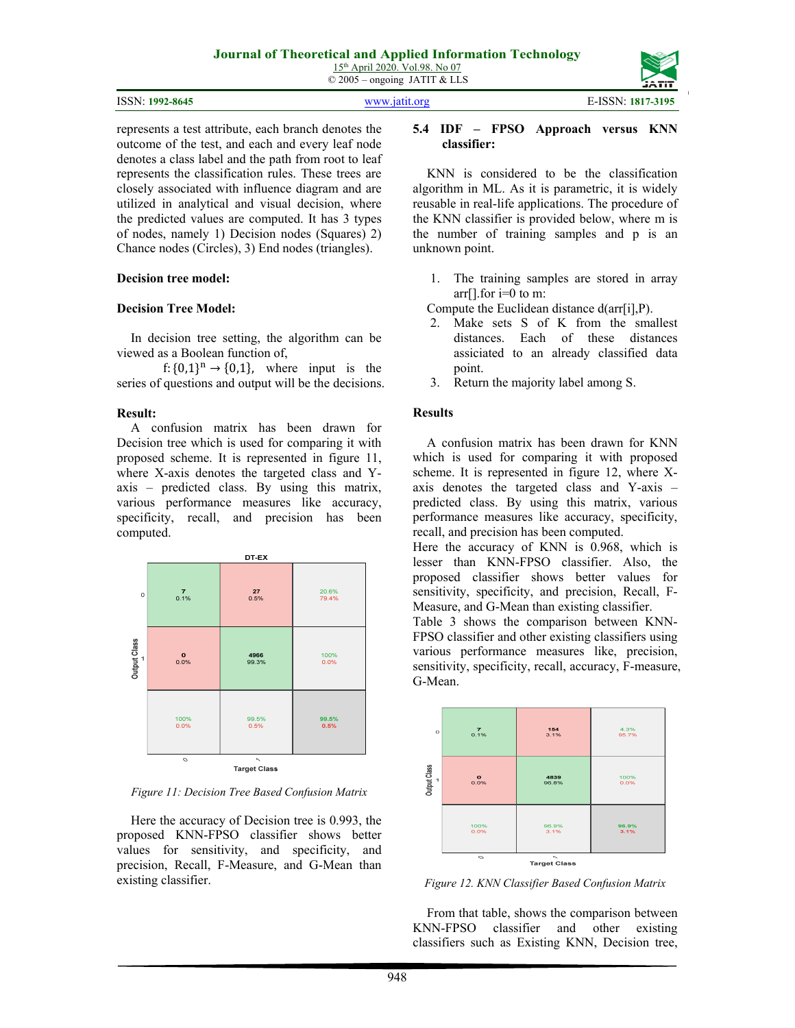represents a test attribute, each branch denotes the outcome of the test, and each and every leaf node denotes a class label and the path from root to leaf represents the classification rules. These trees are closely associated with influence diagram and are utilized in analytical and visual decision, where the predicted values are computed. It has 3 types of nodes, namely 1) Decision nodes (Squares) 2) Chance nodes (Circles), 3) End nodes (triangles).

**Decision tree model:**

**Decision Tree Model:**

In decision tree setting, the algorithm can be viewed as a Boolean function of,

$f: \{0,1\}^n \rightarrow \{0,1\}$, where input is the series of questions and output will be the decisions.

**Result:**

A confusion matrix has been drawn for Decision tree which is used for comparing it with proposed scheme. It is represented in figure 11, where X-axis denotes the targeted class and Y-axis – predicted class. By using this matrix, various performance measures like accuracy, specificity, recall, and precision has been computed.

*Figure 11: Decision Tree Based Confusion Matrix*

Here the accuracy of Decision tree is 0.993, the proposed KNN-FPSO classifier shows better values for sensitivity, and specificity, and precision, Recall, F-Measure, and G-Mean than existing classifier.

### 5.4 IDF – FPSO Approach versus KNN classifier:

KNN is considered to be the classification algorithm in ML. As it is parametric, it is widely reusable in real-life applications. The procedure of the KNN classifier is provided below, where m is the number of training samples and p is an unknown point.

1. The training samples are stored in array arr[].for i=0 to m:

Compute the Euclidean distance d(arr[i],P).

2. Make sets S of K from the smallest distances. Each of these distances assiciated to an already classified data point.
3. Return the majority label among S.

**Results**

A confusion matrix has been drawn for KNN which is used for comparing it with proposed scheme. It is represented in figure 12, where X-axis denotes the targeted class and Y-axis – predicted class. By using this matrix, various performance measures like accuracy, specificity, recall, and precision has been computed.

Here the accuracy of KNN is 0.968, which is lesser than KNN-FPSO classifier. Also, the proposed classifier shows better values for sensitivity, specificity, and precision, Recall, F-Measure, and G-Mean than existing classifier.

Table 3 shows the comparison between KNN-FPSO classifier and other existing classifiers using various performance measures like, precision, sensitivity, specificity, recall, accuracy, F-measure, G-Mean.

*Figure 12. KNN Classifier Based Confusion Matrix*

From that table, shows the comparison between KNN-FPSO classifier and other existing classifiers such as Existing KNN, Decision tree,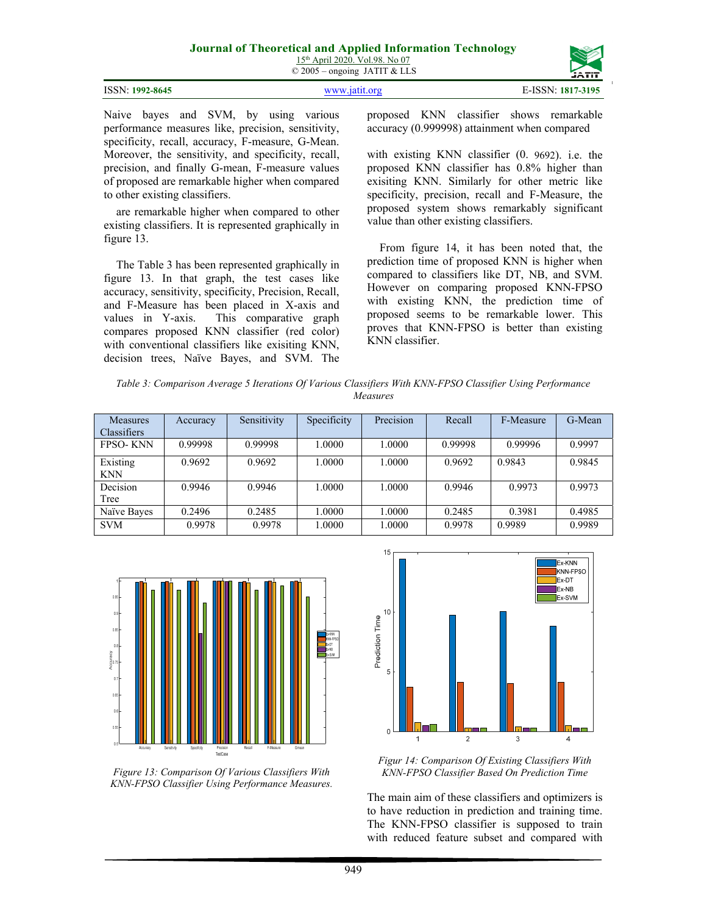Naive bayes and SVM, by using various performance measures like, precision, sensitivity, specificity, recall, accuracy, F-measure, G-Mean. Moreover, the sensitivity, and specificity, recall, precision, and finally G-mean, F-measure values of proposed are remarkable higher when compared to other existing classifiers.

are remarkable higher when compared to other existing classifiers. It is represented graphically in figure 13.

The Table 3 has been represented graphically in figure 13. In that graph, the test cases like accuracy, sensitivity, specificity, Precision, Recall, and F-Measure has been placed in X-axis and values in Y-axis. This comparative graph compares proposed KNN classifier (red color) with conventional classifiers like exisiting KNN, decision trees, Naïve Bayes, and SVM. The proposed KNN classifier shows remarkable accuracy (0.999998) attainment when compared

with existing KNN classifier (0. 9692). i.e. the proposed KNN classifier has 0.8% higher than exisiting KNN. Similarly for other metric like specificity, precision, recall and F-Measure, the proposed system shows remarkably significant value than other existing classifiers.

From figure 14, it has been noted that, the prediction time of proposed KNN is higher when compared to classifiers like DT, NB, and SVM. However on comparing proposed KNN-FPSO with existing KNN, the prediction time of proposed seems to be remarkable lower. This proves that KNN-FPSO is better than existing KNN classifier.

*Table 3: Comparison Average 5 Iterations Of Various Classifiers With KNN-FPSO Classifier Using Performance Measures*

| Measures Classifiers | Accuracy | Sensitivity | Specificity | Precision | Recall | F-Measure | G-Mean |
|---|---|---|---|---|---|---|---|
| FPSO- KNN | 0.99998 | 0.99998 | 1.0000 | 1.0000 | 0.99998 | 0.99996 | 0.9997 |
| Existing KNN | 0.9692 | 0.9692 | 1.0000 | 1.0000 | 0.9692 | 0.9843 | 0.9845 |
| Decision Tree | 0.9946 | 0.9946 | 1.0000 | 1.0000 | 0.9946 | 0.9973 | 0.9973 |
| Naïve Bayes | 0.2496 | 0.2485 | 1.0000 | 1.0000 | 0.2485 | 0.3981 | 0.4985 |
| SVM | 0.9978 | 0.9978 | 1.0000 | 1.0000 | 0.9978 | 0.9989 | 0.9989 |

*Figure 13: Comparison Of Various Classifiers With KNN-FPSO Classifier Using Performance Measures.*

*Figure 14: Comparison Of Existing Classifiers With KNN-FPSO Classifier Based On Prediction Time*

The main aim of these classifiers and optimizers is to have reduction in prediction and training time. The KNN-FPSO classifier is supposed to train with reduced feature subset and compared with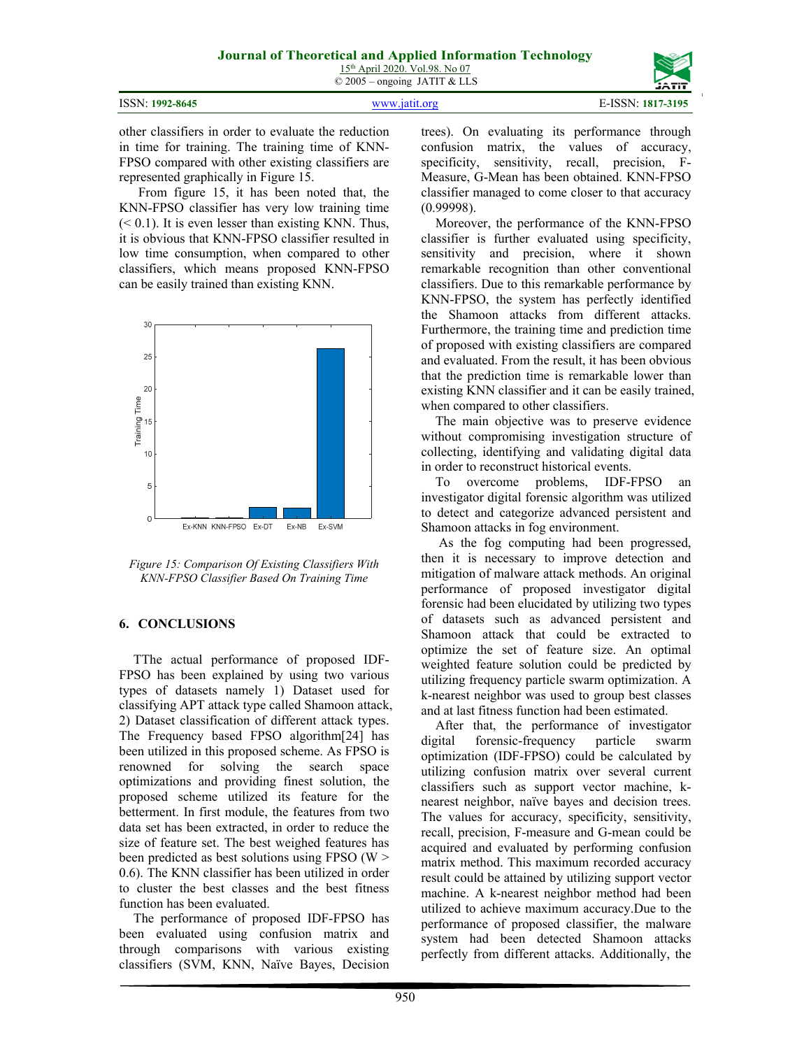other classifiers in order to evaluate the reduction in time for training. The training time of KNN-FPSO compared with other existing classifiers are represented graphically in Figure 15.

From figure 15, it has been noted that, the KNN-FPSO classifier has very low training time (< 0.1). It is even lesser than existing KNN. Thus, it is obvious that KNN-FPSO classifier resulted in low time consumption, when compared to other classifiers, which means proposed KNN-FPSO can be easily trained than existing KNN.

*Figure 15: Comparison Of Existing Classifiers With KNN-FPSO Classifier Based On Training Time*

## 6. CONCLUSIONS

TThe actual performance of proposed IDF-FPSO has been explained by using two various types of datasets namely 1) Dataset used for classifying APT attack type called Shamoon attack, 2) Dataset classification of different attack types. The Frequency based FPSO algorithm[24] has been utilized in this proposed scheme. As FPSO is renowned for solving the search space optimizations and providing finest solution, the proposed scheme utilized its feature for the betterment. In first module, the features from two data set has been extracted, in order to reduce the size of feature set. The best weighed features has been predicted as best solutions using FPSO (W > 0.6). The KNN classifier has been utilized in order to cluster the best classes and the best fitness function has been evaluated.

The performance of proposed IDF-FPSO has been evaluated using confusion matrix and through comparisons with various existing classifiers (SVM, KNN, Naïve Bayes, Decision trees). On evaluating its performance through confusion matrix, the values of accuracy, specificity, sensitivity, recall, precision, F-Measure, G-Mean has been obtained. KNN-FPSO classifier managed to come closer to that accuracy (0.99998).

Moreover, the performance of the KNN-FPSO classifier is further evaluated using specificity, sensitivity and precision, where it shown remarkable recognition than other conventional classifiers. Due to this remarkable performance by KNN-FPSO, the system has perfectly identified the Shamoon attacks from different attacks. Furthermore, the training time and prediction time of proposed with existing classifiers are compared and evaluated. From the result, it has been obvious that the prediction time is remarkable lower than existing KNN classifier and it can be easily trained, when compared to other classifiers.

The main objective was to preserve evidence without compromising investigation structure of collecting, identifying and validating digital data in order to reconstruct historical events.

To overcome problems, IDF-FPSO an investigator digital forensic algorithm was utilized to detect and categorize advanced persistent and Shamoon attacks in fog environment.

As the fog computing had been progressed, then it is necessary to improve detection and mitigation of malware attack methods. An original performance of proposed investigator digital forensic had been elucidated by utilizing two types of datasets such as advanced persistent and Shamoon attack that could be extracted to optimize the set of feature size. An optimal weighted feature solution could be predicted by utilizing frequency particle swarm optimization. A k-nearest neighbor was used to group best classes and at last fitness function had been estimated.

After that, the performance of investigator digital forensic-frequency particle swarm optimization (IDF-FPSO) could be calculated by utilizing confusion matrix over several current classifiers such as support vector machine, k-nearest neighbor, naïve bayes and decision trees. The values for accuracy, specificity, sensitivity, recall, precision, F-measure and G-mean could be acquired and evaluated by performing confusion matrix method. This maximum recorded accuracy result could be attained by utilizing support vector machine. A k-nearest neighbor method had been utilized to achieve maximum accuracy.Due to the performance of proposed classifier, the malware system had been detected Shamoon attacks perfectly from different attacks. Additionally, the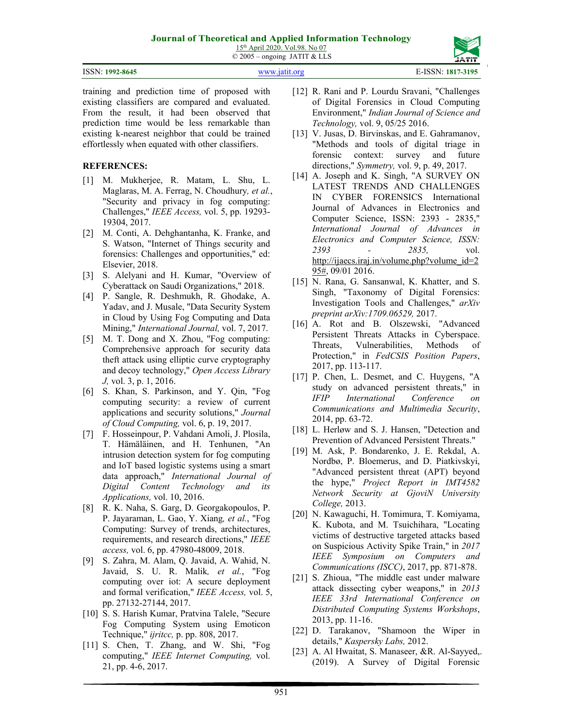training and prediction time of proposed with existing classifiers are compared and evaluated. From the result, it had been observed that prediction time would be less remarkable than existing k-nearest neighbor that could be trained effortlessly when equated with other classifiers.

**REFERENCES:**

[1] M. Mukherjee, R. Matam, L. Shu, L. Maglaras, M. A. Ferrag, N. Choudhury*, et al.*, "Security and privacy in fog computing: Challenges," *IEEE Access,* vol. 5, pp. 19293-19304, 2017.

[2] M. Conti, A. Dehghantanha, K. Franke, and S. Watson, "Internet of Things security and forensics: Challenges and opportunities," ed: Elsevier, 2018.

[3] S. Alelyani and H. Kumar, "Overview of Cyberattack on Saudi Organizations," 2018.

[4] P. Sangle, R. Deshmukh, R. Ghodake, A. Yadav, and J. Musale, "Data Security System in Cloud by Using Fog Computing and Data Mining," *International Journal,* vol. 7, 2017.

[5] M. T. Dong and X. Zhou, "Fog computing: Comprehensive approach for security data theft attack using elliptic curve cryptography and decoy technology," *Open Access Library J,* vol. 3, p. 1, 2016.

[6] S. Khan, S. Parkinson, and Y. Qin, "Fog computing security: a review of current applications and security solutions," *Journal of Cloud Computing,* vol. 6, p. 19, 2017.

[7] F. Hosseinpour, P. Vahdani Amoli, J. Plosila, T. Hämäläinen, and H. Tenhunen, "An intrusion detection system for fog computing and IoT based logistic systems using a smart data approach," *International Journal of Digital Content Technology and its Applications,* vol. 10, 2016.

[8] R. K. Naha, S. Garg, D. Georgakopoulos, P. P. Jayaraman, L. Gao, Y. Xiang*, et al.*, "Fog Computing: Survey of trends, architectures, requirements, and research directions," *IEEE access,* vol. 6, pp. 47980-48009, 2018.

[9] S. Zahra, M. Alam, Q. Javaid, A. Wahid, N. Javaid, S. U. R. Malik*, et al.*, "Fog computing over iot: A secure deployment and formal verification," *IEEE Access,* vol. 5, pp. 27132-27144, 2017.

[10] S. S. Harish Kumar, Pratvina Talele, "Secure Fog Computing System using Emoticon Technique," *ijritcc,* p. pp. 808, 2017.

[11] S. Chen, T. Zhang, and W. Shi, "Fog computing," *IEEE Internet Computing,* vol. 21, pp. 4-6, 2017.

[12] R. Rani and P. Lourdu Sravani, "Challenges of Digital Forensics in Cloud Computing Environment," *Indian Journal of Science and Technology,* vol. 9, 05/25 2016.

[13] V. Jusas, D. Birvinskas, and E. Gahramanov, "Methods and tools of digital triage in forensic context: survey and future directions," *Symmetry,* vol. 9, p. 49, 2017.

[14] A. Joseph and K. Singh, "A SURVEY ON LATEST TRENDS AND CHALLENGES IN CYBER FORENSICS International Journal of Advances in Electronics and Computer Science, ISSN: 2393 - 2835," *International Journal of Advances in Electronics and Computer Science, ISSN: 2393 - 2835,* vol. http://ijaecs.iraj.in/volume.php?volume_id=295#, 09/01 2016.

[15] N. Rana, G. Sansanwal, K. Khatter, and S. Singh, "Taxonomy of Digital Forensics: Investigation Tools and Challenges," *arXiv preprint arXiv:1709.06529,* 2017.

[16] A. Rot and B. Olszewski, "Advanced Persistent Threats Attacks in Cyberspace. Threats, Vulnerabilities, Methods of Protection," in *FedCSIS Position Papers*, 2017, pp. 113-117.

[17] P. Chen, L. Desmet, and C. Huygens, "A study on advanced persistent threats," in *IFIP International Conference on Communications and Multimedia Security*, 2014, pp. 63-72.

[18] L. Herløw and S. J. Hansen, "Detection and Prevention of Advanced Persistent Threats."

[19] M. Ask, P. Bondarenko, J. E. Rekdal, A. Nordbø, P. Bloemerus, and D. Piatkivskyi, "Advanced persistent threat (APT) beyond the hype," *Project Report in IMT4582 Network Security at GjoviN University College,* 2013.

[20] N. Kawaguchi, H. Tomimura, T. Komiyama, K. Kubota, and M. Tsuichihara, "Locating victims of destructive targeted attacks based on Suspicious Activity Spike Train," in *2017 IEEE Symposium on Computers and Communications (ISCC)*, 2017, pp. 871-878.

[21] S. Zhioua, "The middle east under malware attack dissecting cyber weapons," in *2013 IEEE 33rd International Conference on Distributed Computing Systems Workshops*, 2013, pp. 11-16.

[22] D. Tarakanov, "Shamoon the Wiper in details," *Kaspersky Labs,* 2012.

[23] A. Al Hwaitat, S. Manaseer, &R. Al-Sayyed,. (2019). A Survey of Digital Forensic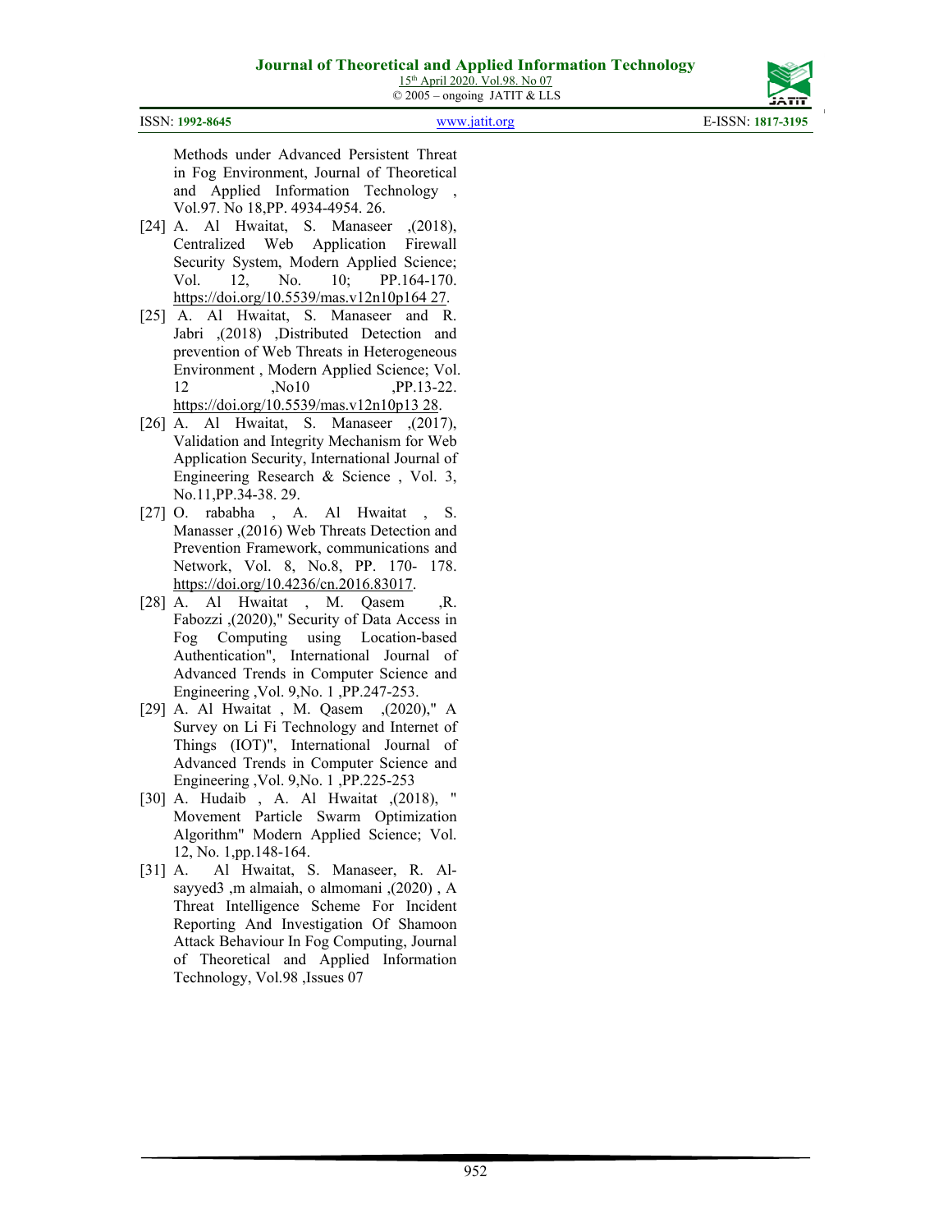Methods under Advanced Persistent Threat in Fog Environment, Journal of Theoretical and Applied Information Technology , Vol.97. No 18,PP. 4934-4954. 26.

[24] A. Al Hwaitat, S. Manaseer ,(2018), Centralized Web Application Firewall Security System, Modern Applied Science; Vol. 12, No. 10; PP.164-170. https://doi.org/10.5539/mas.v12n10p164 27.

[25] A. Al Hwaitat, S. Manaseer and R. Jabri ,(2018) ,Distributed Detection and prevention of Web Threats in Heterogeneous Environment , Modern Applied Science; Vol. 12 ,No10 ,PP.13-22. https://doi.org/10.5539/mas.v12n10p13 28.

[26] A. Al Hwaitat, S. Manaseer ,(2017), Validation and Integrity Mechanism for Web Application Security, International Journal of Engineering Research & Science , Vol. 3, No.11,PP.34-38. 29.

[27] O. rababha , A. Al Hwaitat , S. Manasser ,(2016) Web Threats Detection and Prevention Framework, communications and Network, Vol. 8, No.8, PP. 170- 178. https://doi.org/10.4236/cn.2016.83017.

[28] A. Al Hwaitat , M. Qasem ,R. Fabozzi ,(2020)," Security of Data Access in Fog Computing using Location-based Authentication", International Journal of Advanced Trends in Computer Science and Engineering ,Vol. 9,No. 1 ,PP.247-253.

[29] A. Al Hwaitat , M. Qasem ,(2020)," A Survey on Li Fi Technology and Internet of Things (IOT)", International Journal of Advanced Trends in Computer Science and Engineering ,Vol. 9,No. 1 ,PP.225-253

[30] A. Hudaib , A. Al Hwaitat ,(2018), " Movement Particle Swarm Optimization Algorithm" Modern Applied Science; Vol. 12, No. 1,pp.148-164.

[31] A. Al Hwaitat, S. Manaseer, R. Al-sayyed3 ,m almaiah, o almomani ,(2020) , A Threat Intelligence Scheme For Incident Reporting And Investigation Of Shamoon Attack Behaviour In Fog Computing, Journal of Theoretical and Applied Information Technology, Vol.98 ,Issues 07